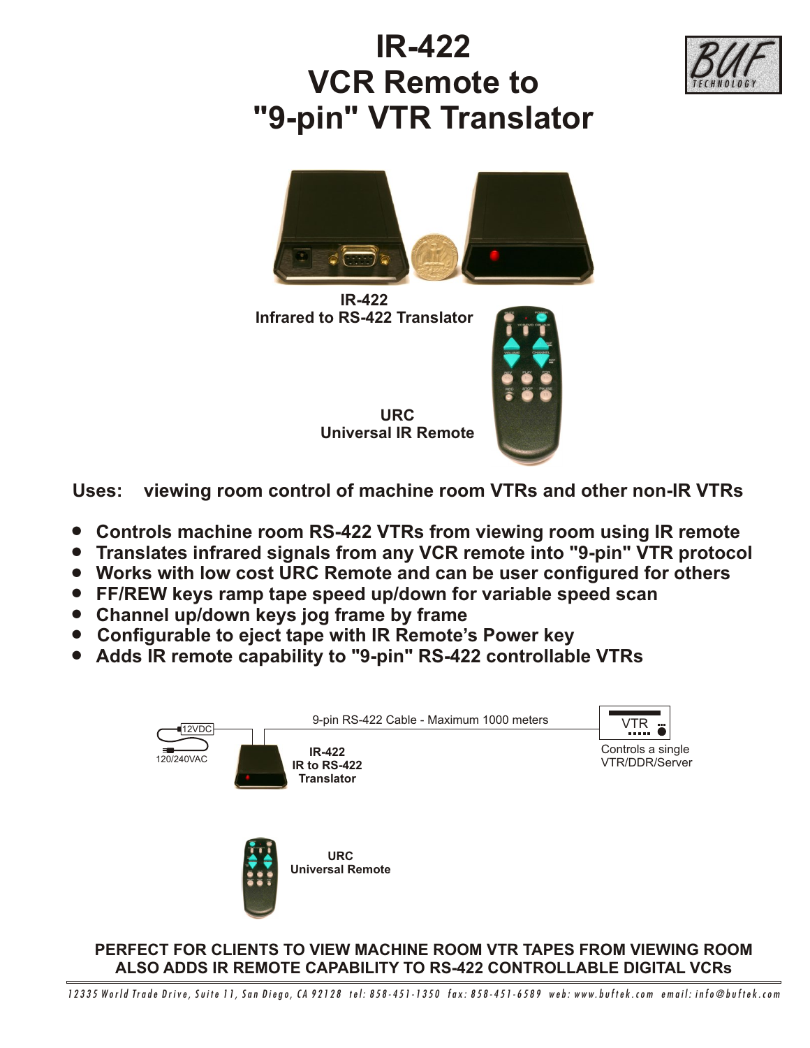# IR-422
# VCR Remote to "9-pin" VTR Translator

**IR-422**
**Infrared to RS-422 Translator**

**URC**
**Universal IR Remote**

**Uses: viewing room control of machine room VTRs and other non-IR VTRs**

- **Controls machine room RS-422 VTRs from viewing room using IR remote**
- **Translates infrared signals from any VCR remote into "9-pin" VTR protocol**
- **Works with low cost URC Remote and can be user configured for others**
- **FF/REW keys ramp tape speed up/down for variable speed scan**
- **Channel up/down keys jog frame by frame**
- **Configurable to eject tape with IR Remote's Power key**
- **Adds IR remote capability to "9-pin" RS-422 controllable VTRs**

12VDC

120/240VAC

9-pin RS-422 Cable - Maximum 1000 meters

**IR-422**
**IR to RS-422**
**Translator**

VTR

Controls a single VTR/DDR/Server

**URC**
**Universal Remote**

**PERFECT FOR CLIENTS TO VIEW MACHINE ROOM VTR TAPES FROM VIEWING ROOM**
**ALSO ADDS IR REMOTE CAPABILITY TO RS-422 CONTROLLABLE DIGITAL VCRs**

*12335 World Trade Drive, Suite 11, San Diego, CA 92128 tel: 858-451-1350 fax: 858-451-6589 web: www.buftek.com email: info@buftek.com*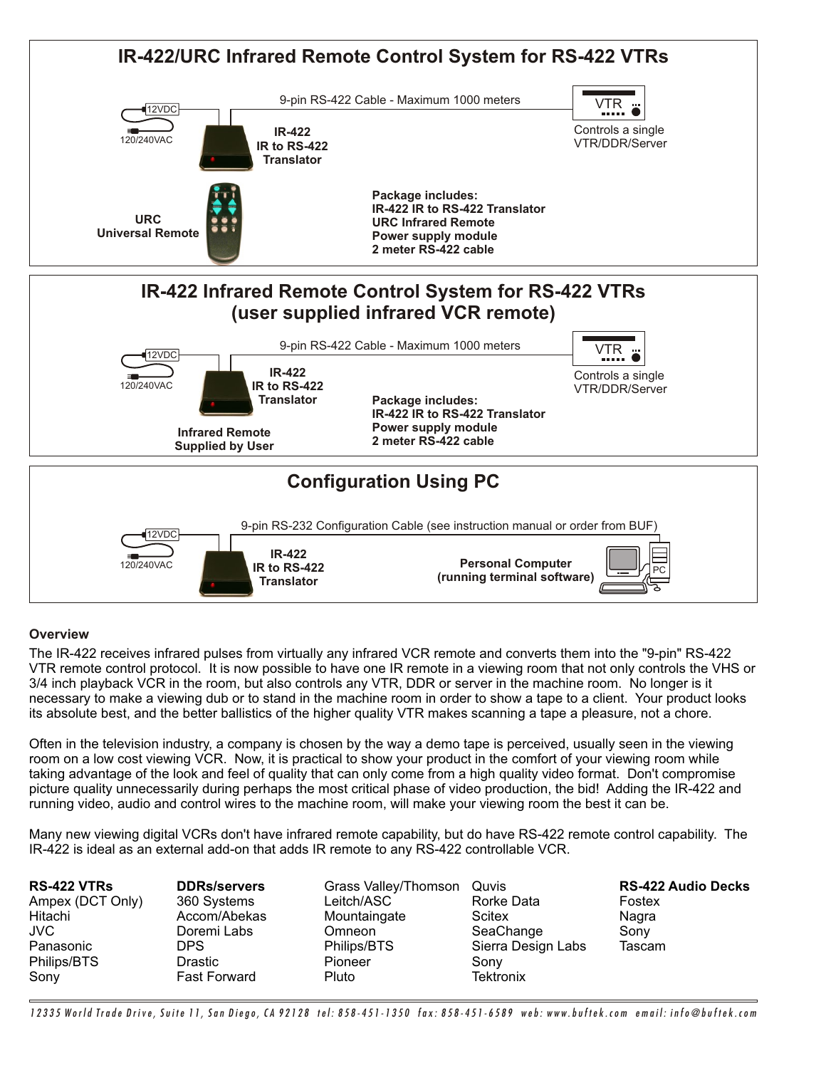## IR-422/URC Infrared Remote Control System for RS-422 VTRs

12VDC

120/240VAC

9-pin RS-422 Cable - Maximum 1000 meters

**IR-422**
**IR to RS-422**
**Translator**

VTR

Controls a single VTR/DDR/Server

**URC**
**Universal Remote**

**Package includes:**
**IR-422 IR to RS-422 Translator**
**URC Infrared Remote**
**Power supply module**
**2 meter RS-422 cable**

## IR-422 Infrared Remote Control System for RS-422 VTRs (user supplied infrared VCR remote)

12VDC

120/240VAC

9-pin RS-422 Cable - Maximum 1000 meters

**IR-422**
**IR to RS-422**
**Translator**

VTR

Controls a single VTR/DDR/Server

**Infrared Remote**
**Supplied by User**

**Package includes:**
**IR-422 IR to RS-422 Translator**
**Power supply module**
**2 meter RS-422 cable**

## Configuration Using PC

12VDC

120/240VAC

9-pin RS-232 Configuration Cable (see instruction manual or order from BUF)

**IR-422**
**IR to RS-422**
**Translator**

**Personal Computer**
**(running terminal software)**

PC

### Overview

The IR-422 receives infrared pulses from virtually any infrared VCR remote and converts them into the "9-pin" RS-422 VTR remote control protocol. It is now possible to have one IR remote in a viewing room that not only controls the VHS or 3/4 inch playback VCR in the room, but also controls any VTR, DDR or server in the machine room. No longer is it necessary to make a viewing dub or to stand in the machine room in order to show a tape to a client. Your product looks its absolute best, and the better ballistics of the higher quality VTR makes scanning a tape a pleasure, not a chore.

Often in the television industry, a company is chosen by the way a demo tape is perceived, usually seen in the viewing room on a low cost viewing VCR. Now, it is practical to show your product in the comfort of your viewing room while taking advantage of the look and feel of quality that can only come from a high quality video format. Don't compromise picture quality unnecessarily during perhaps the most critical phase of video production, the bid! Adding the IR-422 and running video, audio and control wires to the machine room, will make your viewing room the best it can be.

Many new viewing digital VCRs don't have infrared remote capability, but do have RS-422 remote control capability. The IR-422 is ideal as an external add-on that adds IR remote to any RS-422 controllable VCR.

**RS-422 VTRs**
- Ampex (DCT Only)
- Hitachi
- JVC
- Panasonic
- Philips/BTS
- Sony

**DDRs/servers**
- 360 Systems
- Accom/Abekas
- Doremi Labs
- DPS
- Drastic
- Fast Forward
- Grass Valley/Thomson
- Leitch/ASC
- Mountaingate
- Omneon
- Philips/BTS
- Pioneer
- Pluto
- Quvis
- Rorke Data
- Scitex
- SeaChange
- Sierra Design Labs
- Sony
- Tektronix

**RS-422 Audio Decks**
- Fostex
- Nagra
- Sony
- Tascam

*12335 World Trade Drive, Suite 11, San Diego, CA 92128 tel: 858-451-1350 fax: 858-451-6589 web: www.buftek.com email: info@buftek.com*